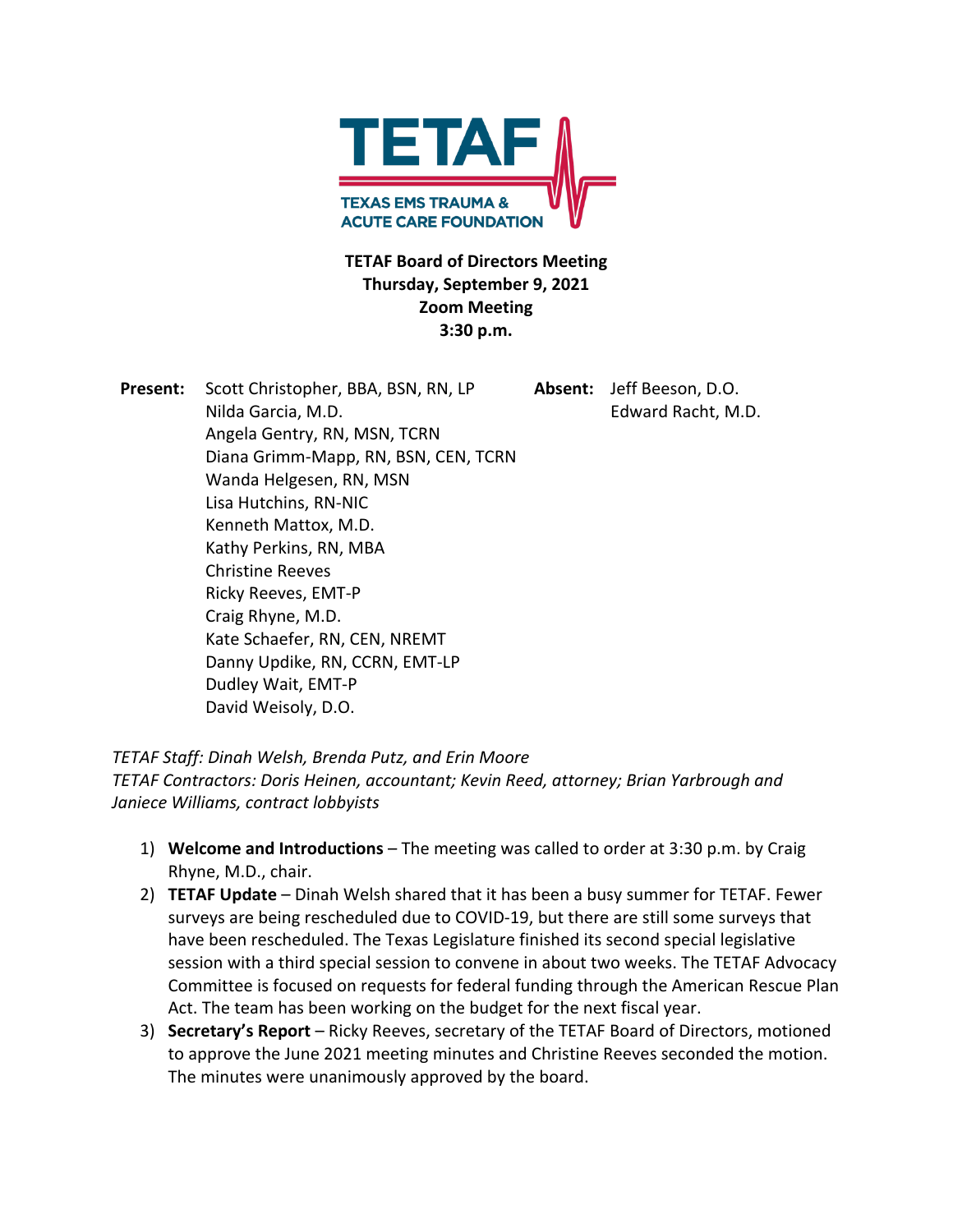TETAF

TEXAS EMS TRAUMA & ACUTE CARE FOUNDATION

**TETAF Board of Directors Meeting**
**Thursday, September 9, 2021**
**Zoom Meeting**
**3:30 p.m.**

**Present:**
Scott Christopher, BBA, BSN, RN, LP
Nilda Garcia, M.D.
Angela Gentry, RN, MSN, TCRN
Diana Grimm-Mapp, RN, BSN, CEN, TCRN
Wanda Helgesen, RN, MSN
Lisa Hutchins, RN-NIC
Kenneth Mattox, M.D.
Kathy Perkins, RN, MBA
Christine Reeves
Ricky Reeves, EMT-P
Craig Rhyne, M.D.
Kate Schaefer, RN, CEN, NREMT
Danny Updike, RN, CCRN, EMT-LP
Dudley Wait, EMT-P
David Weisoly, D.O.

**Absent:**
Jeff Beeson, D.O.
Edward Racht, M.D.

*TETAF Staff: Dinah Welsh, Brenda Putz, and Erin Moore*
*TETAF Contractors: Doris Heinen, accountant; Kevin Reed, attorney; Brian Yarbrough and Janiece Williams, contract lobbyists*

1) **Welcome and Introductions** – The meeting was called to order at 3:30 p.m. by Craig Rhyne, M.D., chair.
2) **TETAF Update** – Dinah Welsh shared that it has been a busy summer for TETAF. Fewer surveys are being rescheduled due to COVID-19, but there are still some surveys that have been rescheduled. The Texas Legislature finished its second special legislative session with a third special session to convene in about two weeks. The TETAF Advocacy Committee is focused on requests for federal funding through the American Rescue Plan Act. The team has been working on the budget for the next fiscal year.
3) **Secretary's Report** – Ricky Reeves, secretary of the TETAF Board of Directors, motioned to approve the June 2021 meeting minutes and Christine Reeves seconded the motion. The minutes were unanimously approved by the board.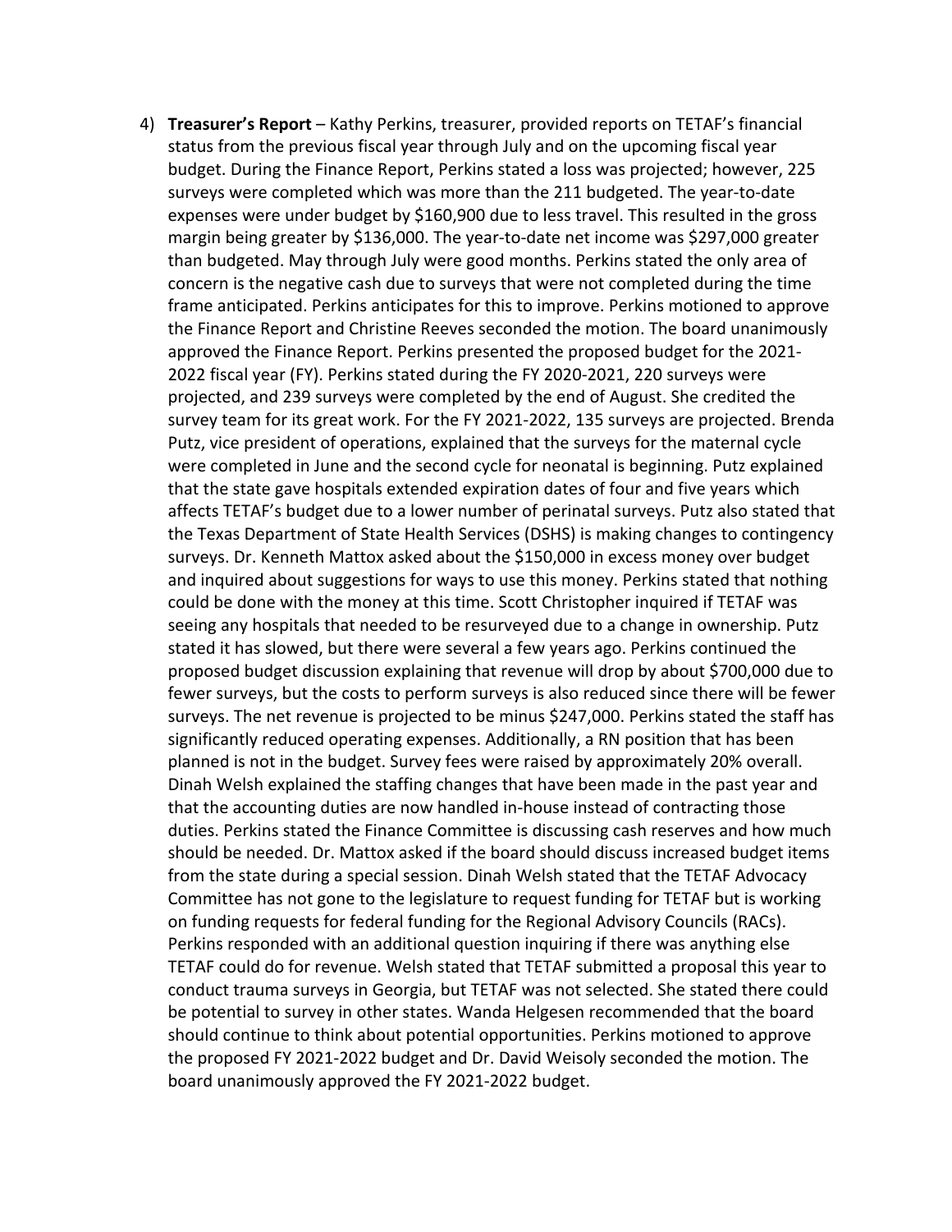4) **Treasurer's Report** – Kathy Perkins, treasurer, provided reports on TETAF's financial status from the previous fiscal year through July and on the upcoming fiscal year budget. During the Finance Report, Perkins stated a loss was projected; however, 225 surveys were completed which was more than the 211 budgeted. The year-to-date expenses were under budget by $160,900 due to less travel. This resulted in the gross margin being greater by $136,000. The year-to-date net income was $297,000 greater than budgeted. May through July were good months. Perkins stated the only area of concern is the negative cash due to surveys that were not completed during the time frame anticipated. Perkins anticipates for this to improve. Perkins motioned to approve the Finance Report and Christine Reeves seconded the motion. The board unanimously approved the Finance Report. Perkins presented the proposed budget for the 2021-2022 fiscal year (FY). Perkins stated during the FY 2020-2021, 220 surveys were projected, and 239 surveys were completed by the end of August. She credited the survey team for its great work. For the FY 2021-2022, 135 surveys are projected. Brenda Putz, vice president of operations, explained that the surveys for the maternal cycle were completed in June and the second cycle for neonatal is beginning. Putz explained that the state gave hospitals extended expiration dates of four and five years which affects TETAF's budget due to a lower number of perinatal surveys. Putz also stated that the Texas Department of State Health Services (DSHS) is making changes to contingency surveys. Dr. Kenneth Mattox asked about the $150,000 in excess money over budget and inquired about suggestions for ways to use this money. Perkins stated that nothing could be done with the money at this time. Scott Christopher inquired if TETAF was seeing any hospitals that needed to be resurveyed due to a change in ownership. Putz stated it has slowed, but there were several a few years ago. Perkins continued the proposed budget discussion explaining that revenue will drop by about $700,000 due to fewer surveys, but the costs to perform surveys is also reduced since there will be fewer surveys. The net revenue is projected to be minus $247,000. Perkins stated the staff has significantly reduced operating expenses. Additionally, a RN position that has been planned is not in the budget. Survey fees were raised by approximately 20% overall. Dinah Welsh explained the staffing changes that have been made in the past year and that the accounting duties are now handled in-house instead of contracting those duties. Perkins stated the Finance Committee is discussing cash reserves and how much should be needed. Dr. Mattox asked if the board should discuss increased budget items from the state during a special session. Dinah Welsh stated that the TETAF Advocacy Committee has not gone to the legislature to request funding for TETAF but is working on funding requests for federal funding for the Regional Advisory Councils (RACs). Perkins responded with an additional question inquiring if there was anything else TETAF could do for revenue. Welsh stated that TETAF submitted a proposal this year to conduct trauma surveys in Georgia, but TETAF was not selected. She stated there could be potential to survey in other states. Wanda Helgesen recommended that the board should continue to think about potential opportunities. Perkins motioned to approve the proposed FY 2021-2022 budget and Dr. David Weisoly seconded the motion. The board unanimously approved the FY 2021-2022 budget.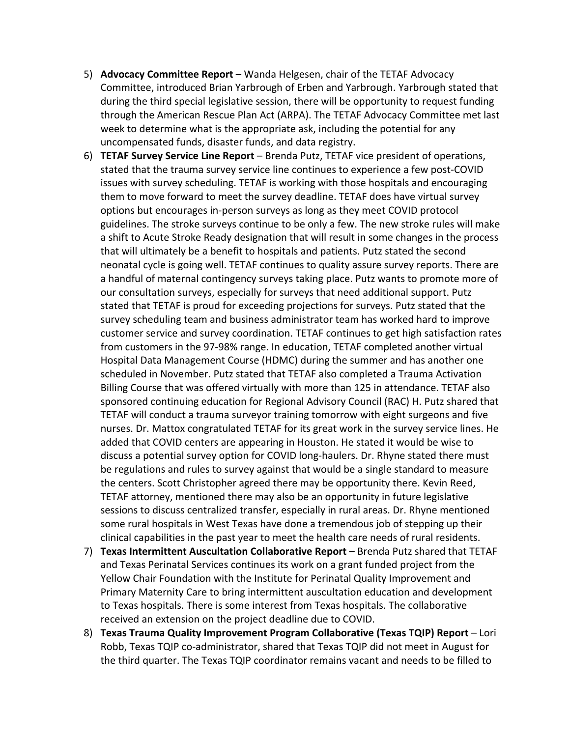5) **Advocacy Committee Report** – Wanda Helgesen, chair of the TETAF Advocacy Committee, introduced Brian Yarbrough of Erben and Yarbrough. Yarbrough stated that during the third special legislative session, there will be opportunity to request funding through the American Rescue Plan Act (ARPA). The TETAF Advocacy Committee met last week to determine what is the appropriate ask, including the potential for any uncompensated funds, disaster funds, and data registry.
6) **TETAF Survey Service Line Report** – Brenda Putz, TETAF vice president of operations, stated that the trauma survey service line continues to experience a few post-COVID issues with survey scheduling. TETAF is working with those hospitals and encouraging them to move forward to meet the survey deadline. TETAF does have virtual survey options but encourages in-person surveys as long as they meet COVID protocol guidelines. The stroke surveys continue to be only a few. The new stroke rules will make a shift to Acute Stroke Ready designation that will result in some changes in the process that will ultimately be a benefit to hospitals and patients. Putz stated the second neonatal cycle is going well. TETAF continues to quality assure survey reports. There are a handful of maternal contingency surveys taking place. Putz wants to promote more of our consultation surveys, especially for surveys that need additional support. Putz stated that TETAF is proud for exceeding projections for surveys. Putz stated that the survey scheduling team and business administrator team has worked hard to improve customer service and survey coordination. TETAF continues to get high satisfaction rates from customers in the 97-98% range. In education, TETAF completed another virtual Hospital Data Management Course (HDMC) during the summer and has another one scheduled in November. Putz stated that TETAF also completed a Trauma Activation Billing Course that was offered virtually with more than 125 in attendance. TETAF also sponsored continuing education for Regional Advisory Council (RAC) H. Putz shared that TETAF will conduct a trauma surveyor training tomorrow with eight surgeons and five nurses. Dr. Mattox congratulated TETAF for its great work in the survey service lines. He added that COVID centers are appearing in Houston. He stated it would be wise to discuss a potential survey option for COVID long-haulers. Dr. Rhyne stated there must be regulations and rules to survey against that would be a single standard to measure the centers. Scott Christopher agreed there may be opportunity there. Kevin Reed, TETAF attorney, mentioned there may also be an opportunity in future legislative sessions to discuss centralized transfer, especially in rural areas. Dr. Rhyne mentioned some rural hospitals in West Texas have done a tremendous job of stepping up their clinical capabilities in the past year to meet the health care needs of rural residents.
7) **Texas Intermittent Auscultation Collaborative Report** – Brenda Putz shared that TETAF and Texas Perinatal Services continues its work on a grant funded project from the Yellow Chair Foundation with the Institute for Perinatal Quality Improvement and Primary Maternity Care to bring intermittent auscultation education and development to Texas hospitals. There is some interest from Texas hospitals. The collaborative received an extension on the project deadline due to COVID.
8) **Texas Trauma Quality Improvement Program Collaborative (Texas TQIP) Report** – Lori Robb, Texas TQIP co-administrator, shared that Texas TQIP did not meet in August for the third quarter. The Texas TQIP coordinator remains vacant and needs to be filled to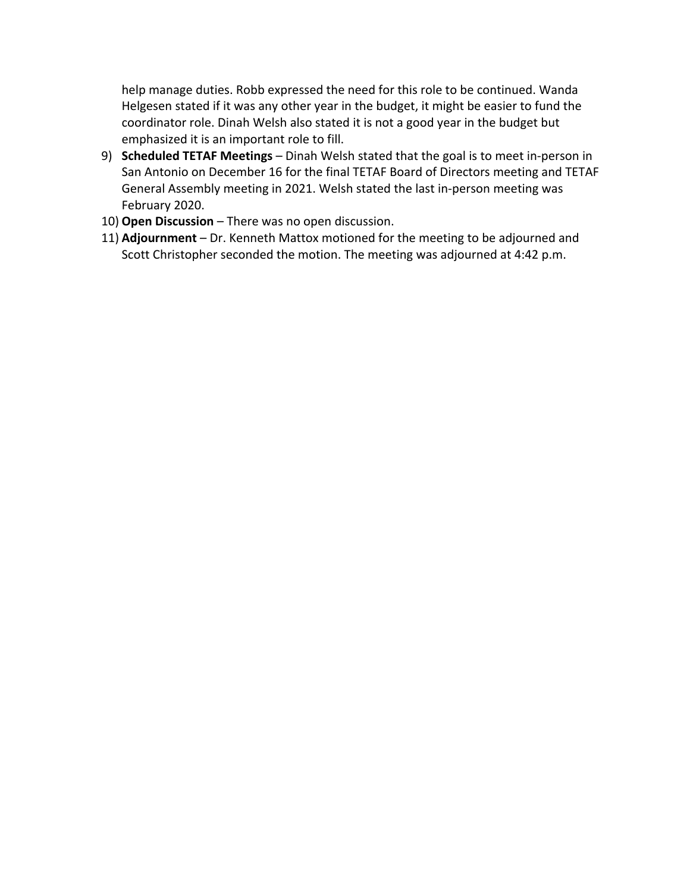help manage duties. Robb expressed the need for this role to be continued. Wanda Helgesen stated if it was any other year in the budget, it might be easier to fund the coordinator role. Dinah Welsh also stated it is not a good year in the budget but emphasized it is an important role to fill.

9) **Scheduled TETAF Meetings** – Dinah Welsh stated that the goal is to meet in-person in San Antonio on December 16 for the final TETAF Board of Directors meeting and TETAF General Assembly meeting in 2021. Welsh stated the last in-person meeting was February 2020.
10) **Open Discussion** – There was no open discussion.
11) **Adjournment** – Dr. Kenneth Mattox motioned for the meeting to be adjourned and Scott Christopher seconded the motion. The meeting was adjourned at 4:42 p.m.